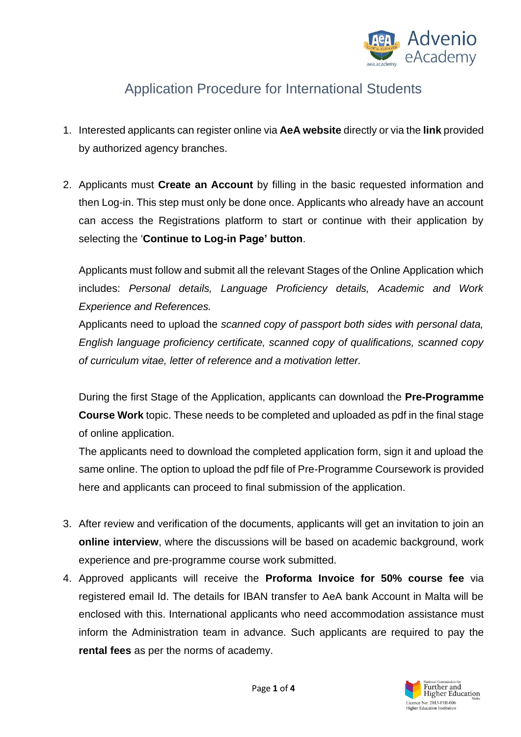# Application Procedure for International Students

1. Interested applicants can register online via **AeA website** directly or via the **link** provided by authorized agency branches.

2. Applicants must **Create an Account** by filling in the basic requested information and then Log-in. This step must only be done once. Applicants who already have an account can access the Registrations platform to start or continue with their application by selecting the '**Continue to Log-in Page' button**.

   Applicants must follow and submit all the relevant Stages of the Online Application which includes: *Personal details, Language Proficiency details, Academic and Work Experience and References.*
   Applicants need to upload the *scanned copy of passport both sides with personal data, English language proficiency certificate, scanned copy of qualifications, scanned copy of curriculum vitae, letter of reference and a motivation letter.*

   During the first Stage of the Application, applicants can download the **Pre-Programme Course Work** topic. These needs to be completed and uploaded as pdf in the final stage of online application.
   The applicants need to download the completed application form, sign it and upload the same online. The option to upload the pdf file of Pre-Programme Coursework is provided here and applicants can proceed to final submission of the application.

3. After review and verification of the documents, applicants will get an invitation to join an **online interview**, where the discussions will be based on academic background, work experience and pre-programme course work submitted.

4. Approved applicants will receive the **Proforma Invoice for 50% course fee** via registered email Id. The details for IBAN transfer to AeA bank Account in Malta will be enclosed with this. International applicants who need accommodation assistance must inform the Administration team in advance. Such applicants are required to pay the **rental fees** as per the norms of academy.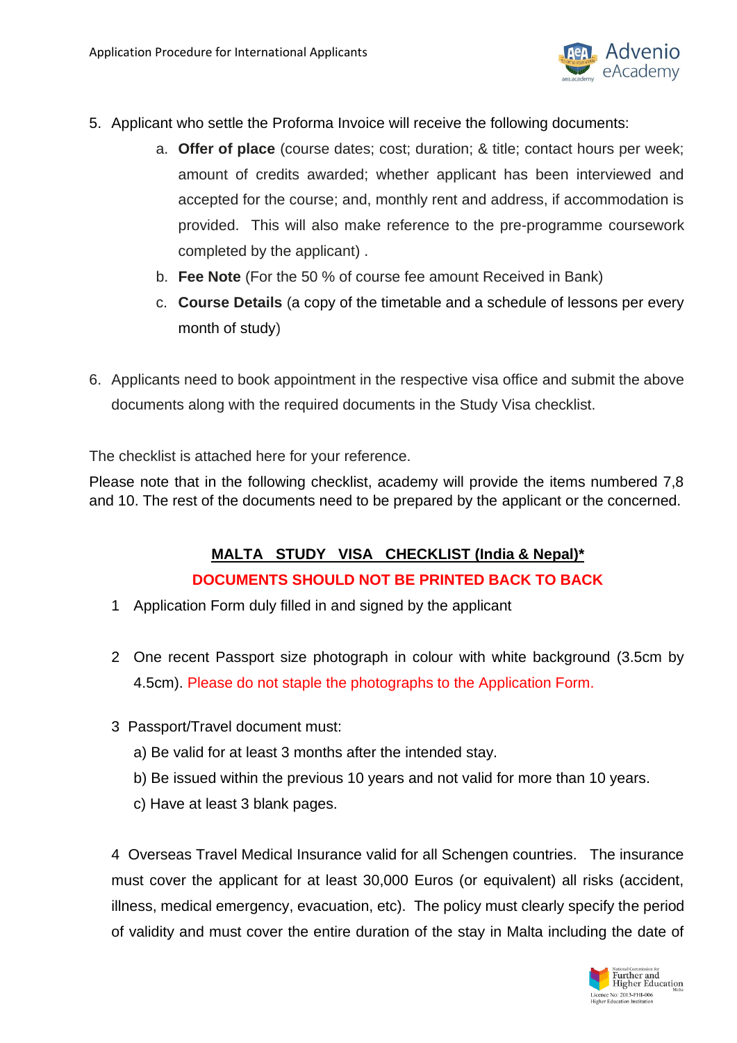5. Applicant who settle the Proforma Invoice will receive the following documents:
    a. **Offer of place** (course dates; cost; duration; & title; contact hours per week; amount of credits awarded; whether applicant has been interviewed and accepted for the course; and, monthly rent and address, if accommodation is provided. This will also make reference to the pre-programme coursework completed by the applicant) .
    b. **Fee Note** (For the 50 % of course fee amount Received in Bank)
    c. **Course Details** (a copy of the timetable and a schedule of lessons per every month of study)

6. Applicants need to book appointment in the respective visa office and submit the above documents along with the required documents in the Study Visa checklist.

The checklist is attached here for your reference.

Please note that in the following checklist, academy will provide the items numbered 7,8 and 10. The rest of the documents need to be prepared by the applicant or the concerned.

## MALTA STUDY VISA CHECKLIST (India & Nepal)*

**DOCUMENTS SHOULD NOT BE PRINTED BACK TO BACK**

1 Application Form duly filled in and signed by the applicant

2 One recent Passport size photograph in colour with white background (3.5cm by 4.5cm). Please do not staple the photographs to the Application Form.

3 Passport/Travel document must:

a) Be valid for at least 3 months after the intended stay.

b) Be issued within the previous 10 years and not valid for more than 10 years.

c) Have at least 3 blank pages.

4 Overseas Travel Medical Insurance valid for all Schengen countries. The insurance must cover the applicant for at least 30,000 Euros (or equivalent) all risks (accident, illness, medical emergency, evacuation, etc). The policy must clearly specify the period of validity and must cover the entire duration of the stay in Malta including the date of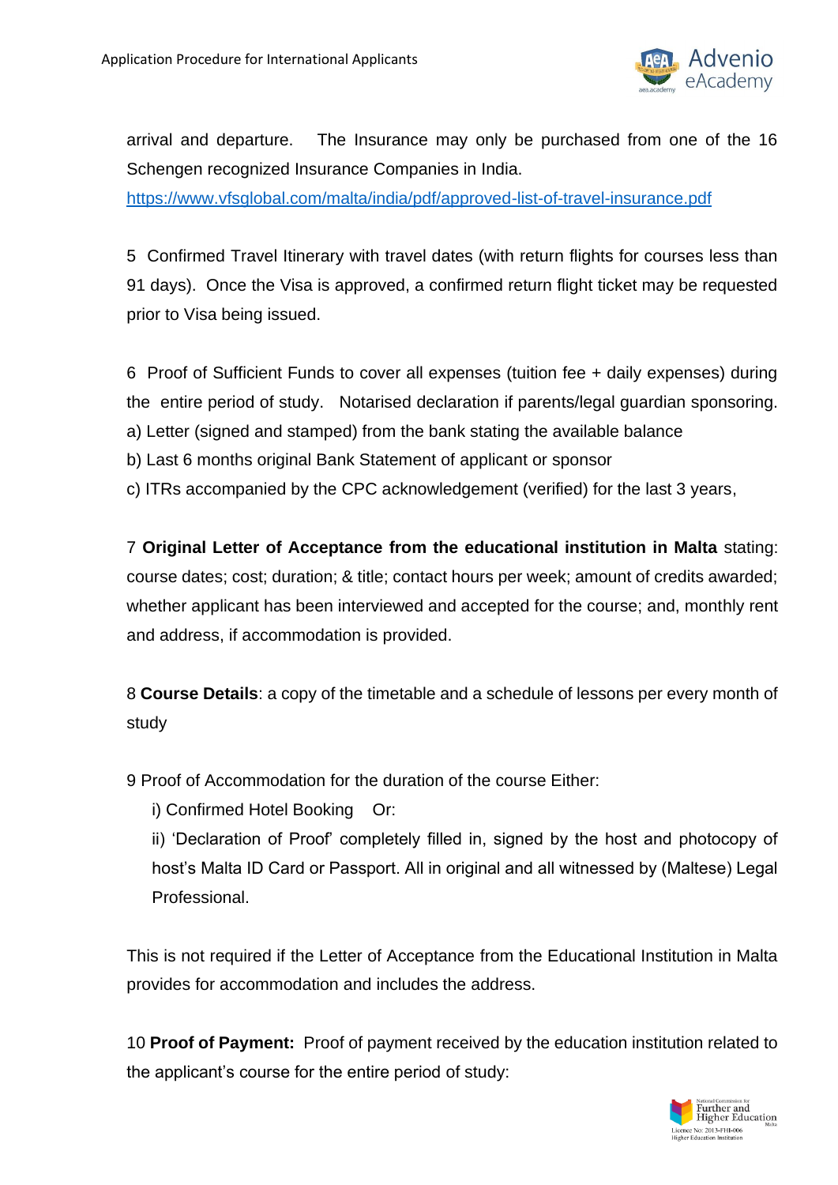arrival and departure. The Insurance may only be purchased from one of the 16 Schengen recognized Insurance Companies in India.
https://www.vfsglobal.com/malta/india/pdf/approved-list-of-travel-insurance.pdf

5 Confirmed Travel Itinerary with travel dates (with return flights for courses less than 91 days). Once the Visa is approved, a confirmed return flight ticket may be requested prior to Visa being issued.

6 Proof of Sufficient Funds to cover all expenses (tuition fee + daily expenses) during the entire period of study. Notarised declaration if parents/legal guardian sponsoring.
a) Letter (signed and stamped) from the bank stating the available balance
b) Last 6 months original Bank Statement of applicant or sponsor
c) ITRs accompanied by the CPC acknowledgement (verified) for the last 3 years,

7 **Original Letter of Acceptance from the educational institution in Malta** stating: course dates; cost; duration; & title; contact hours per week; amount of credits awarded; whether applicant has been interviewed and accepted for the course; and, monthly rent and address, if accommodation is provided.

8 **Course Details**: a copy of the timetable and a schedule of lessons per every month of study

9 Proof of Accommodation for the duration of the course Either:

i) Confirmed Hotel Booking Or:

ii) 'Declaration of Proof' completely filled in, signed by the host and photocopy of host's Malta ID Card or Passport. All in original and all witnessed by (Maltese) Legal Professional.

This is not required if the Letter of Acceptance from the Educational Institution in Malta provides for accommodation and includes the address.

10 **Proof of Payment:** Proof of payment received by the education institution related to the applicant's course for the entire period of study: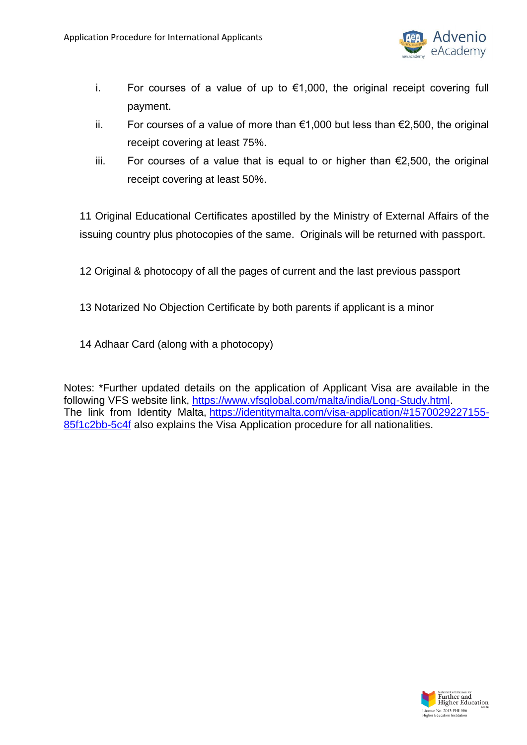i. For courses of a value of up to €1,000, the original receipt covering full payment.
ii. For courses of a value of more than €1,000 but less than €2,500, the original receipt covering at least 75%.
iii. For courses of a value that is equal to or higher than €2,500, the original receipt covering at least 50%.

11 Original Educational Certificates apostilled by the Ministry of External Affairs of the issuing country plus photocopies of the same. Originals will be returned with passport.

12 Original & photocopy of all the pages of current and the last previous passport

13 Notarized No Objection Certificate by both parents if applicant is a minor

14 Adhaar Card (along with a photocopy)

Notes: *Further updated details on the application of Applicant Visa are available in the following VFS website link, [https://www.vfsglobal.com/malta/india/Long-Study.html](https://www.vfsglobal.com/malta/india/Long-Study.html).
The link from Identity Malta, [https://identitymalta.com/visa-application/#1570029227155-85f1c2bb-5c4f](https://identitymalta.com/visa-application/#1570029227155-85f1c2bb-5c4f) also explains the Visa Application procedure for all nationalities.